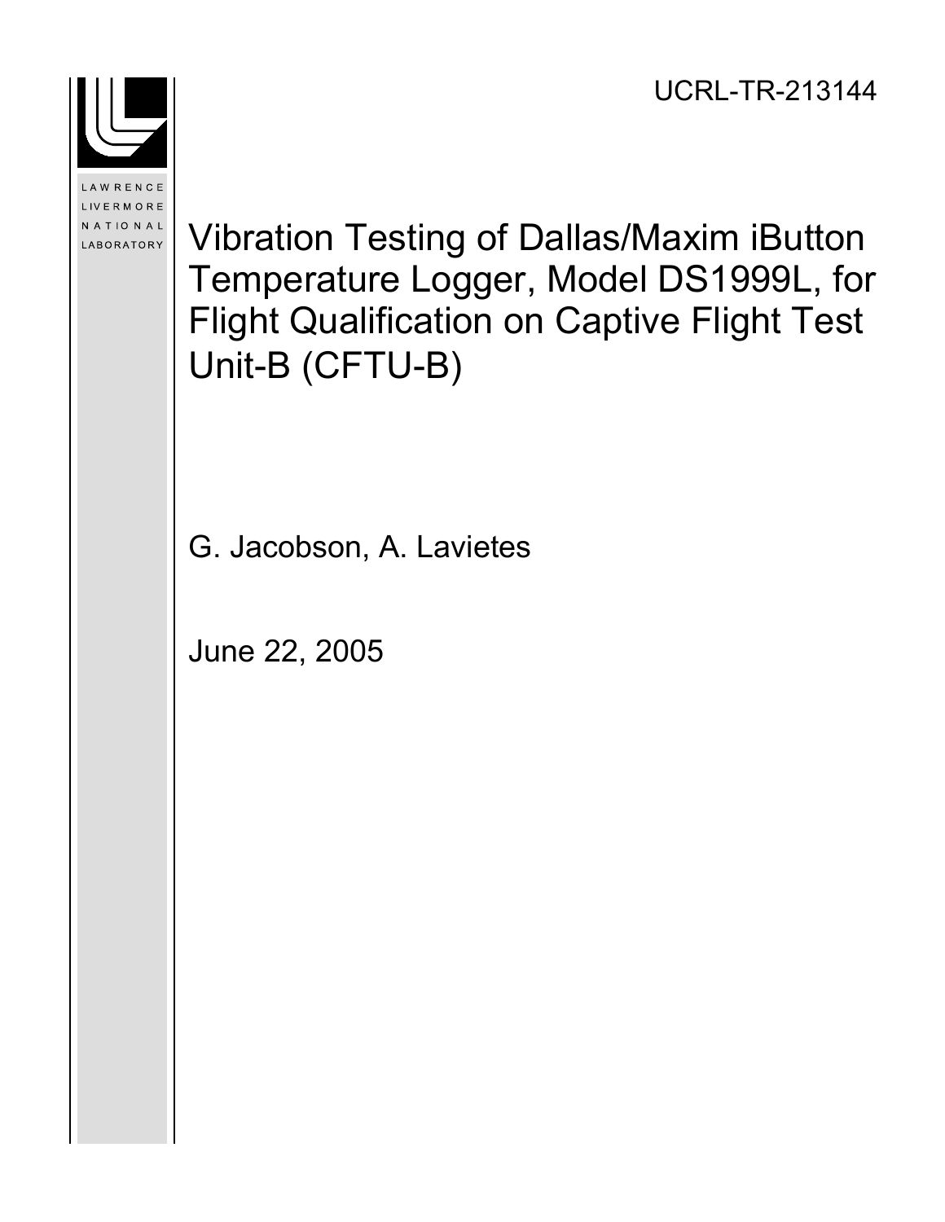UCRL-TR-213144

LAWRENCE LIVERMORE NATIONAL LABORATORY

# Vibration Testing of Dallas/Maxim iButton Temperature Logger, Model DS1999L, for Flight Qualification on Captive Flight Test Unit-B (CFTU-B)

G. Jacobson, A. Lavietes

June 22, 2005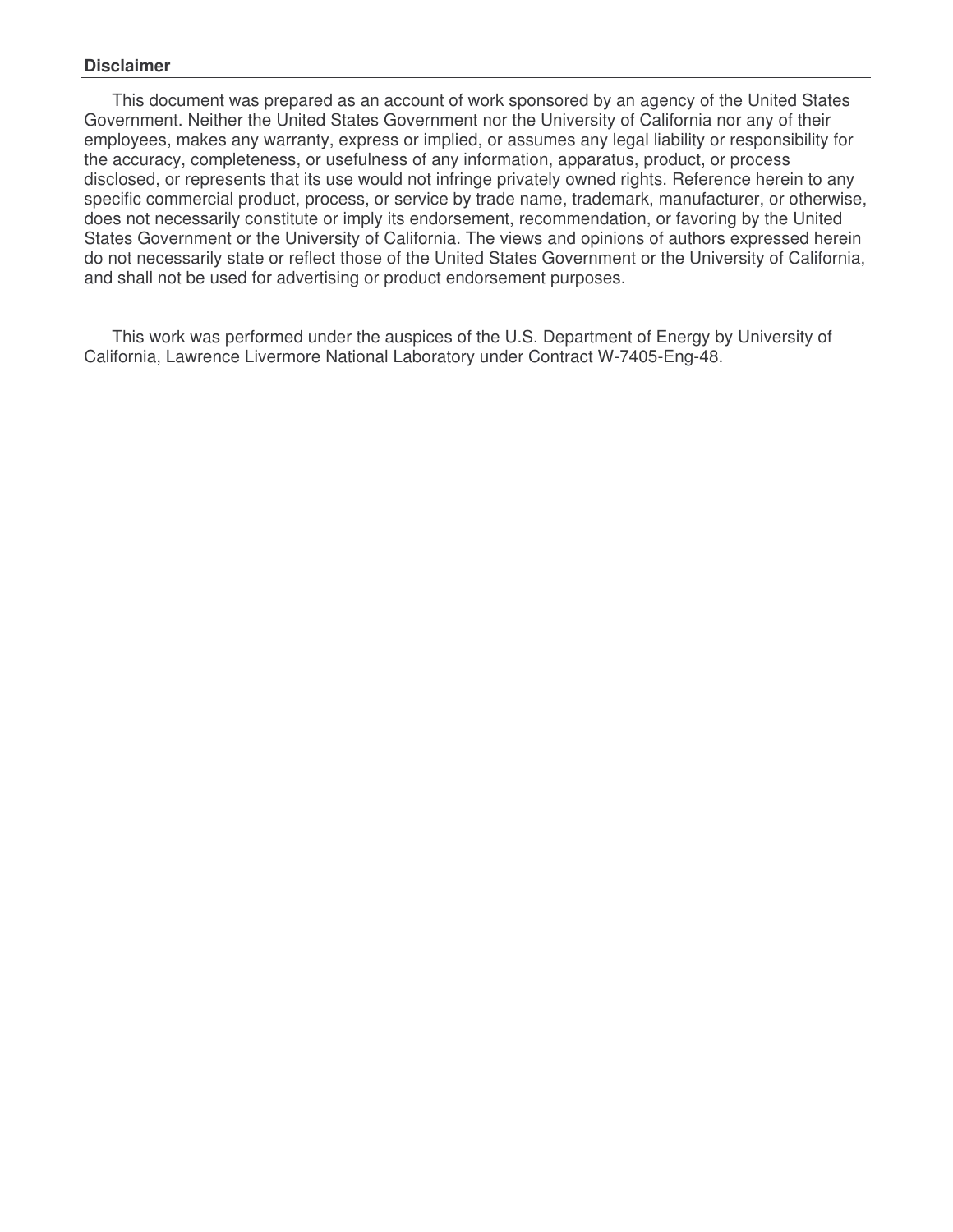**Disclaimer**

This document was prepared as an account of work sponsored by an agency of the United States Government. Neither the United States Government nor the University of California nor any of their employees, makes any warranty, express or implied, or assumes any legal liability or responsibility for the accuracy, completeness, or usefulness of any information, apparatus, product, or process disclosed, or represents that its use would not infringe privately owned rights. Reference herein to any specific commercial product, process, or service by trade name, trademark, manufacturer, or otherwise, does not necessarily constitute or imply its endorsement, recommendation, or favoring by the United States Government or the University of California. The views and opinions of authors expressed herein do not necessarily state or reflect those of the United States Government or the University of California, and shall not be used for advertising or product endorsement purposes.

This work was performed under the auspices of the U.S. Department of Energy by University of California, Lawrence Livermore National Laboratory under Contract W-7405-Eng-48.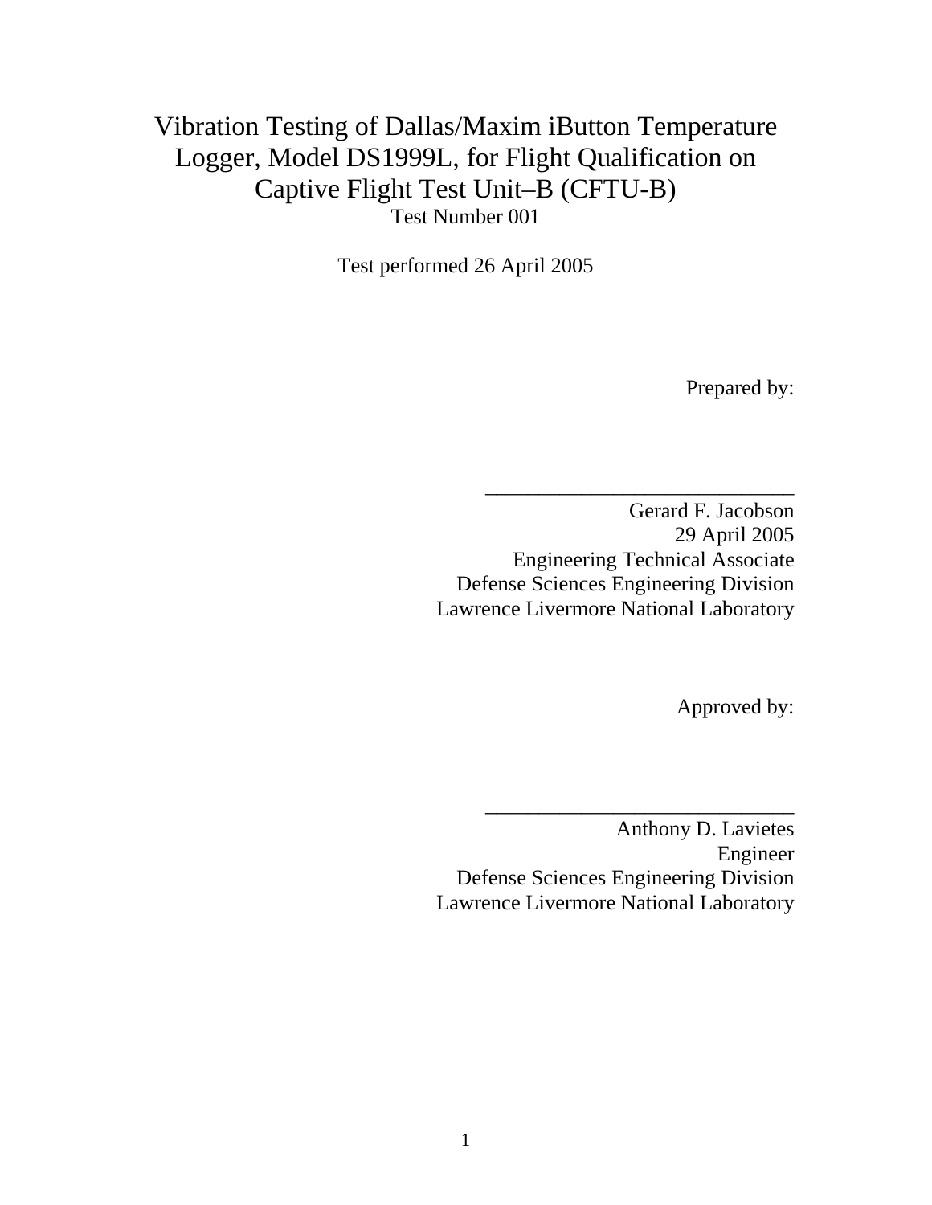# Vibration Testing of Dallas/Maxim iButton Temperature Logger, Model DS1999L, for Flight Qualification on Captive Flight Test Unit–B (CFTU-B)

Test Number 001

Test performed 26 April 2005

Prepared by:

\_\_\_\_\_\_\_\_\_\_\_\_\_\_\_\_\_\_\_\_\_\_\_\_\_\_\_\_\_\_

Gerard F. Jacobson  
29 April 2005  
Engineering Technical Associate  
Defense Sciences Engineering Division  
Lawrence Livermore National Laboratory

Approved by:

\_\_\_\_\_\_\_\_\_\_\_\_\_\_\_\_\_\_\_\_\_\_\_\_\_\_\_\_\_\_

Anthony D. Lavietes  
Engineer  
Defense Sciences Engineering Division  
Lawrence Livermore National Laboratory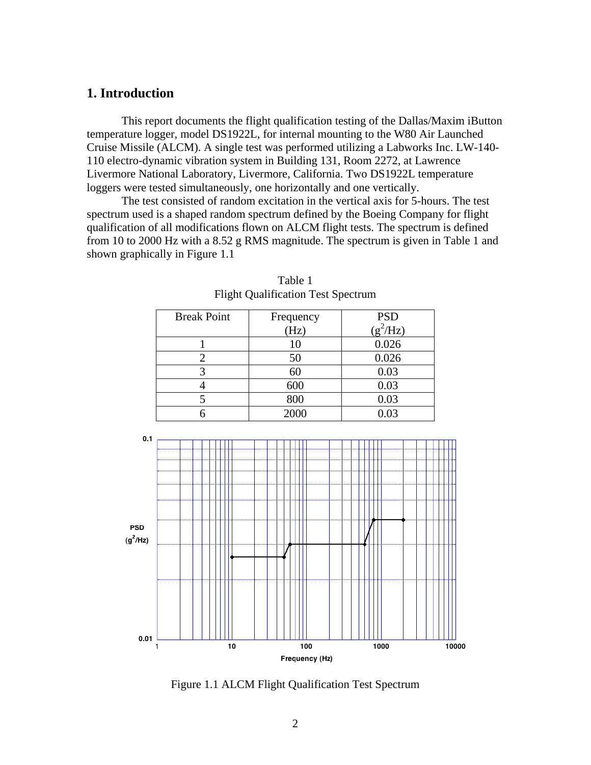# 1. Introduction

This report documents the flight qualification testing of the Dallas/Maxim iButton temperature logger, model DS1922L, for internal mounting to the W80 Air Launched Cruise Missile (ALCM). A single test was performed utilizing a Labworks Inc. LW-140-110 electro-dynamic vibration system in Building 131, Room 2272, at Lawrence Livermore National Laboratory, Livermore, California. Two DS1922L temperature loggers were tested simultaneously, one horizontally and one vertically.

The test consisted of random excitation in the vertical axis for 5-hours. The test spectrum used is a shaped random spectrum defined by the Boeing Company for flight qualification of all modifications flown on ALCM flight tests. The spectrum is defined from 10 to 2000 Hz with a 8.52 g RMS magnitude. The spectrum is given in Table 1 and shown graphically in Figure 1.1

Table 1
Flight Qualification Test Spectrum

| Break Point | Frequency (Hz) | PSD ($g^2$/Hz) |
|---|---|---|
| 1 | 10 | 0.026 |
| 2 | 50 | 0.026 |
| 3 | 60 | 0.03 |
| 4 | 600 | 0.03 |
| 5 | 800 | 0.03 |
| 6 | 2000 | 0.03 |

Figure 1.1 ALCM Flight Qualification Test Spectrum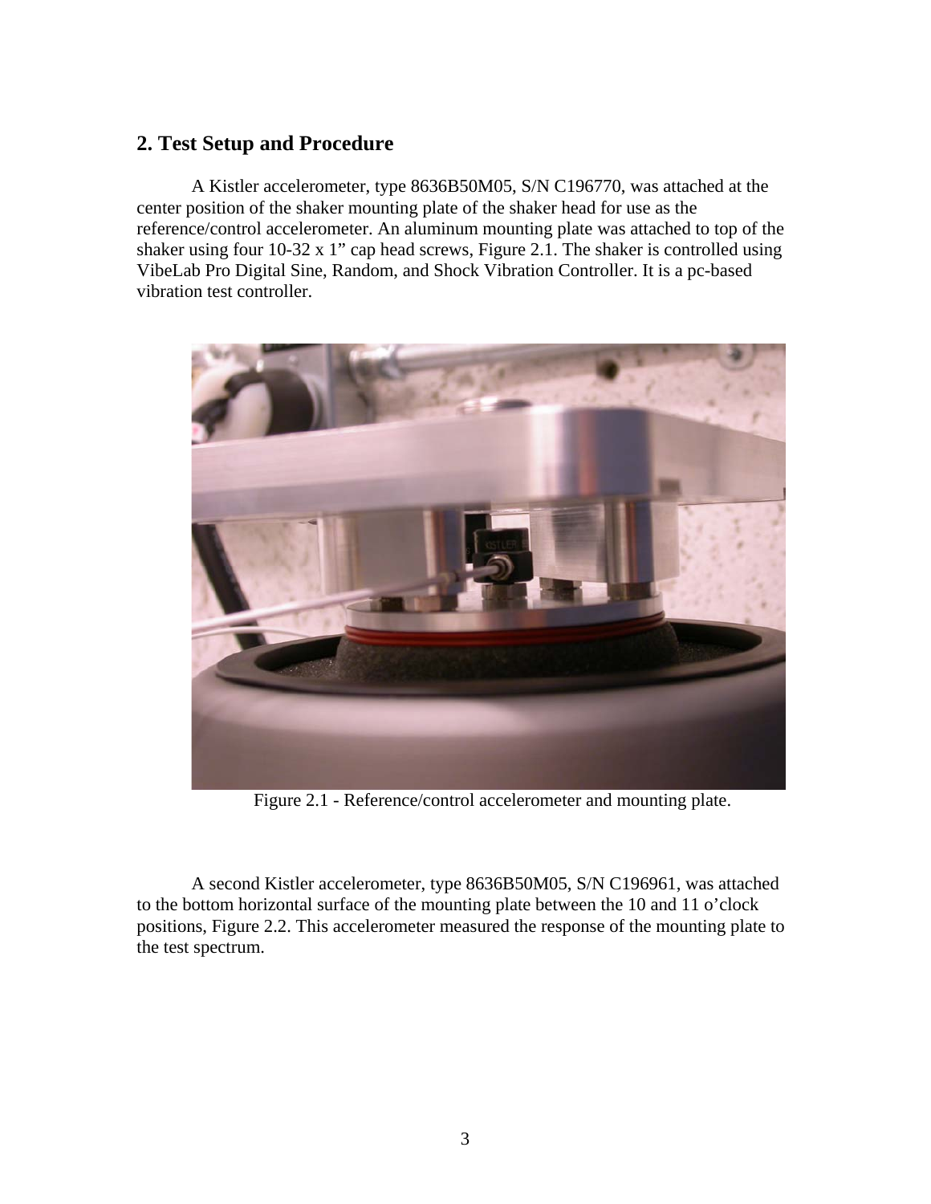## 2. Test Setup and Procedure

A Kistler accelerometer, type 8636B50M05, S/N C196770, was attached at the center position of the shaker mounting plate of the shaker head for use as the reference/control accelerometer. An aluminum mounting plate was attached to top of the shaker using four 10-32 x 1" cap head screws, Figure 2.1. The shaker is controlled using VibeLab Pro Digital Sine, Random, and Shock Vibration Controller. It is a pc-based vibration test controller.

Figure 2.1 - Reference/control accelerometer and mounting plate.

A second Kistler accelerometer, type 8636B50M05, S/N C196961, was attached to the bottom horizontal surface of the mounting plate between the 10 and 11 o'clock positions, Figure 2.2. This accelerometer measured the response of the mounting plate to the test spectrum.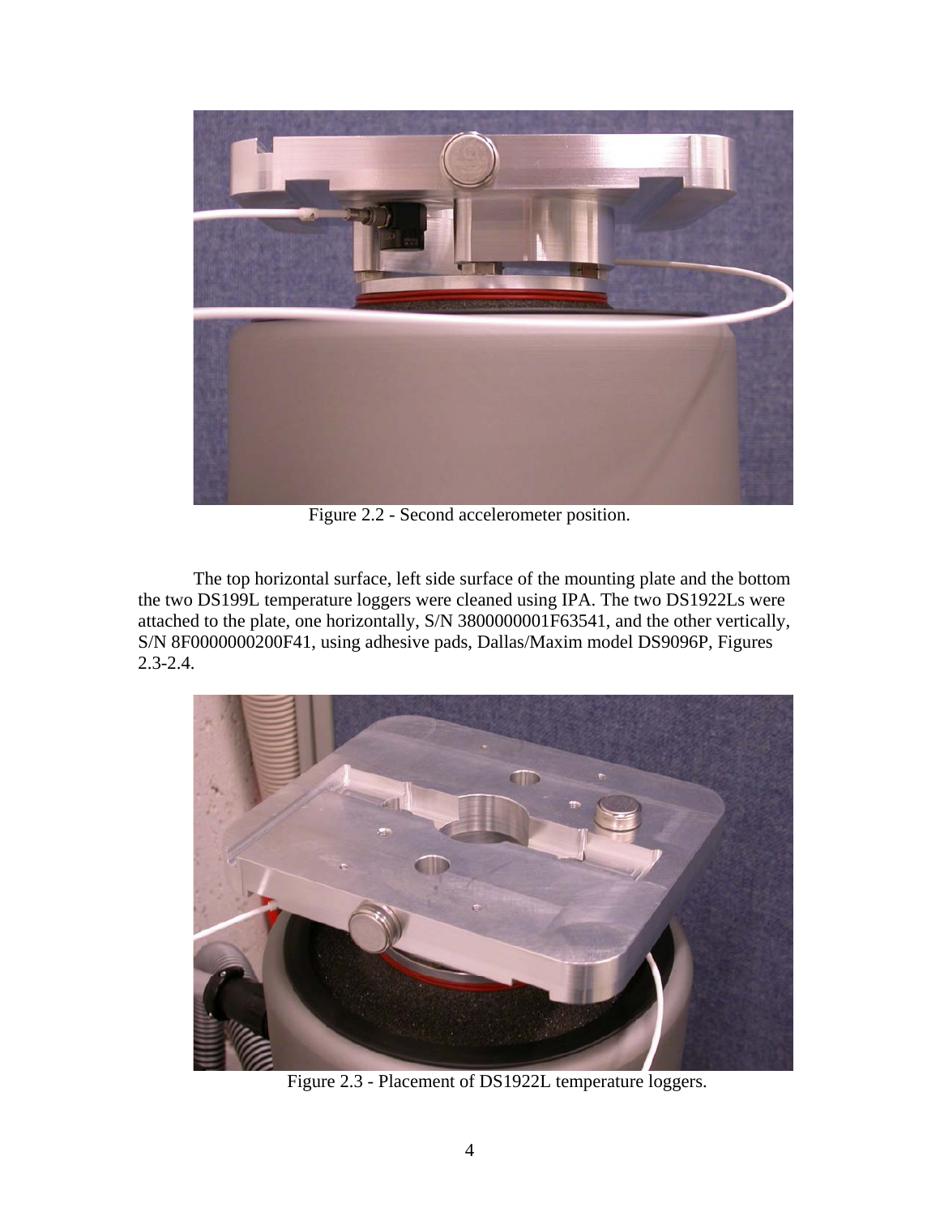Figure 2.2 - Second accelerometer position.

The top horizontal surface, left side surface of the mounting plate and the bottom the two DS199L temperature loggers were cleaned using IPA. The two DS1922Ls were attached to the plate, one horizontally, S/N 3800000001F63541, and the other vertically, S/N 8F0000000200F41, using adhesive pads, Dallas/Maxim model DS9096P, Figures 2.3-2.4.

Figure 2.3 - Placement of DS1922L temperature loggers.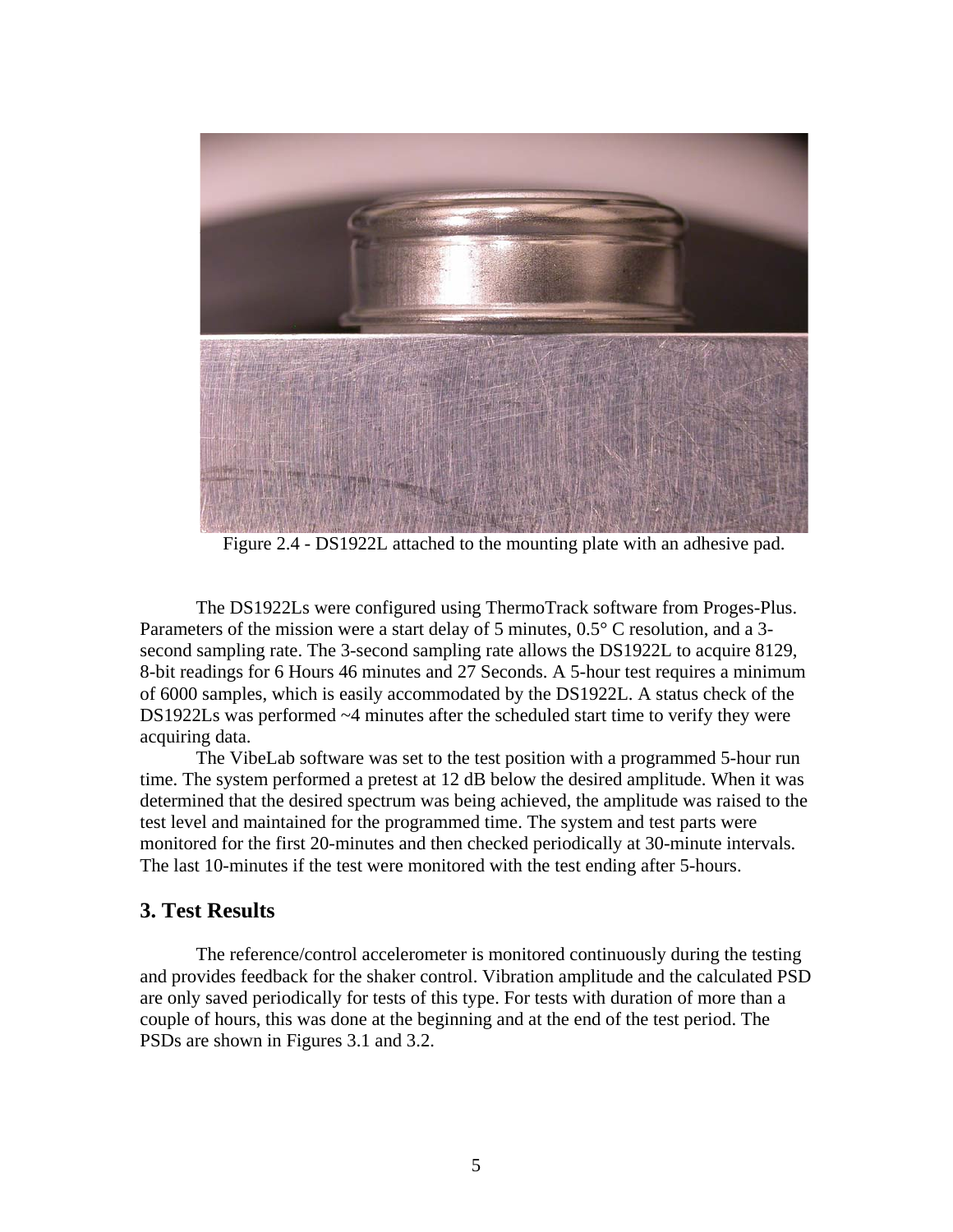Figure 2.4 - DS1922L attached to the mounting plate with an adhesive pad.

The DS1922Ls were configured using ThermoTrack software from Proges-Plus. Parameters of the mission were a start delay of 5 minutes, 0.5° C resolution, and a 3-second sampling rate. The 3-second sampling rate allows the DS1922L to acquire 8129, 8-bit readings for 6 Hours 46 minutes and 27 Seconds. A 5-hour test requires a minimum of 6000 samples, which is easily accommodated by the DS1922L. A status check of the DS1922Ls was performed ~4 minutes after the scheduled start time to verify they were acquiring data.

The VibeLab software was set to the test position with a programmed 5-hour run time. The system performed a pretest at 12 dB below the desired amplitude. When it was determined that the desired spectrum was being achieved, the amplitude was raised to the test level and maintained for the programmed time. The system and test parts were monitored for the first 20-minutes and then checked periodically at 30-minute intervals. The last 10-minutes if the test were monitored with the test ending after 5-hours.

## 3. Test Results

The reference/control accelerometer is monitored continuously during the testing and provides feedback for the shaker control. Vibration amplitude and the calculated PSD are only saved periodically for tests of this type. For tests with duration of more than a couple of hours, this was done at the beginning and at the end of the test period. The PSDs are shown in Figures 3.1 and 3.2.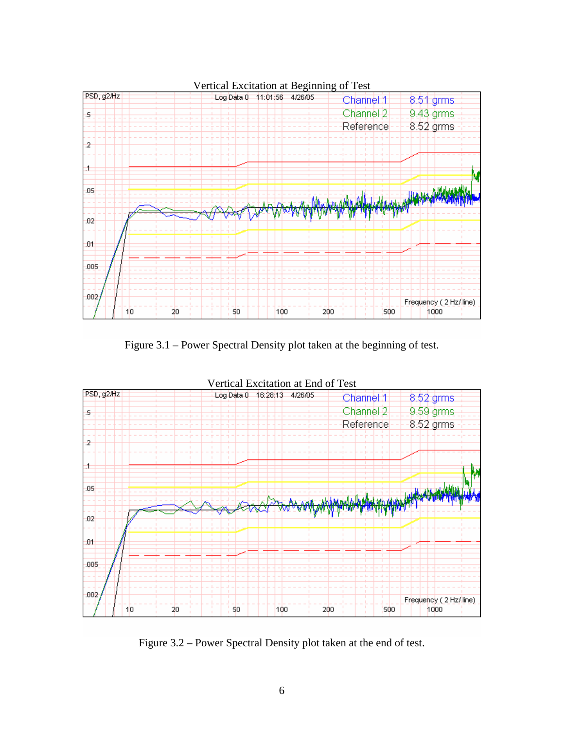Vertical Excitation at Beginning of Test

Figure 3.1 – Power Spectral Density plot taken at the beginning of test.

Vertical Excitation at End of Test

Figure 3.2 – Power Spectral Density plot taken at the end of test.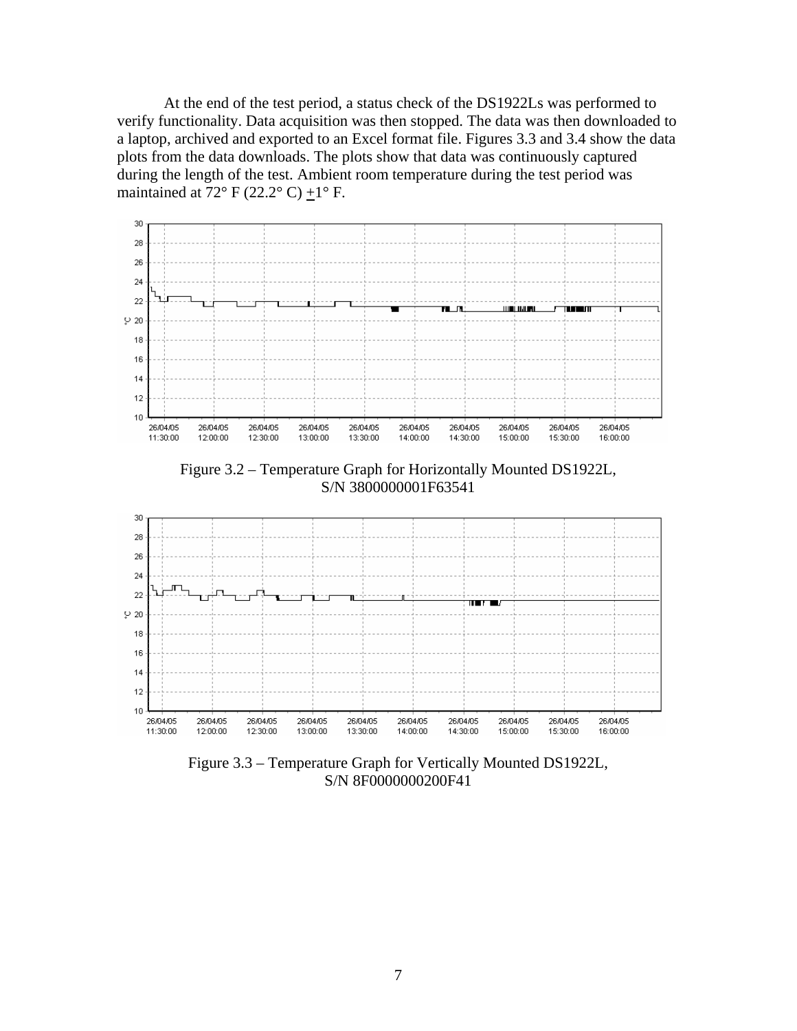At the end of the test period, a status check of the DS1922Ls was performed to verify functionality. Data acquisition was then stopped. The data was then downloaded to a laptop, archived and exported to an Excel format file. Figures 3.3 and 3.4 show the data plots from the data downloads. The plots show that data was continuously captured during the length of the test. Ambient room temperature during the test period was maintained at 72° F (22.2° C) ±1° F.

30
28
26
24
22
20
18
16
14
12
10

°C

26/04/05 11:30:00
26/04/05 12:00:00
26/04/05 12:30:00
26/04/05 13:00:00
26/04/05 13:30:00
26/04/05 14:00:00
26/04/05 14:30:00
26/04/05 15:00:00
26/04/05 15:30:00
26/04/05 16:00:00

Figure 3.2 – Temperature Graph for Horizontally Mounted DS1922L, S/N 3800000001F63541

30
28
26
24
22
20
18
16
14
12
10

°C

26/04/05 11:30:00
26/04/05 12:00:00
26/04/05 12:30:00
26/04/05 13:00:00
26/04/05 13:30:00
26/04/05 14:00:00
26/04/05 14:30:00
26/04/05 15:00:00
26/04/05 15:30:00
26/04/05 16:00:00

Figure 3.3 – Temperature Graph for Vertically Mounted DS1922L, S/N 8F0000000200F41